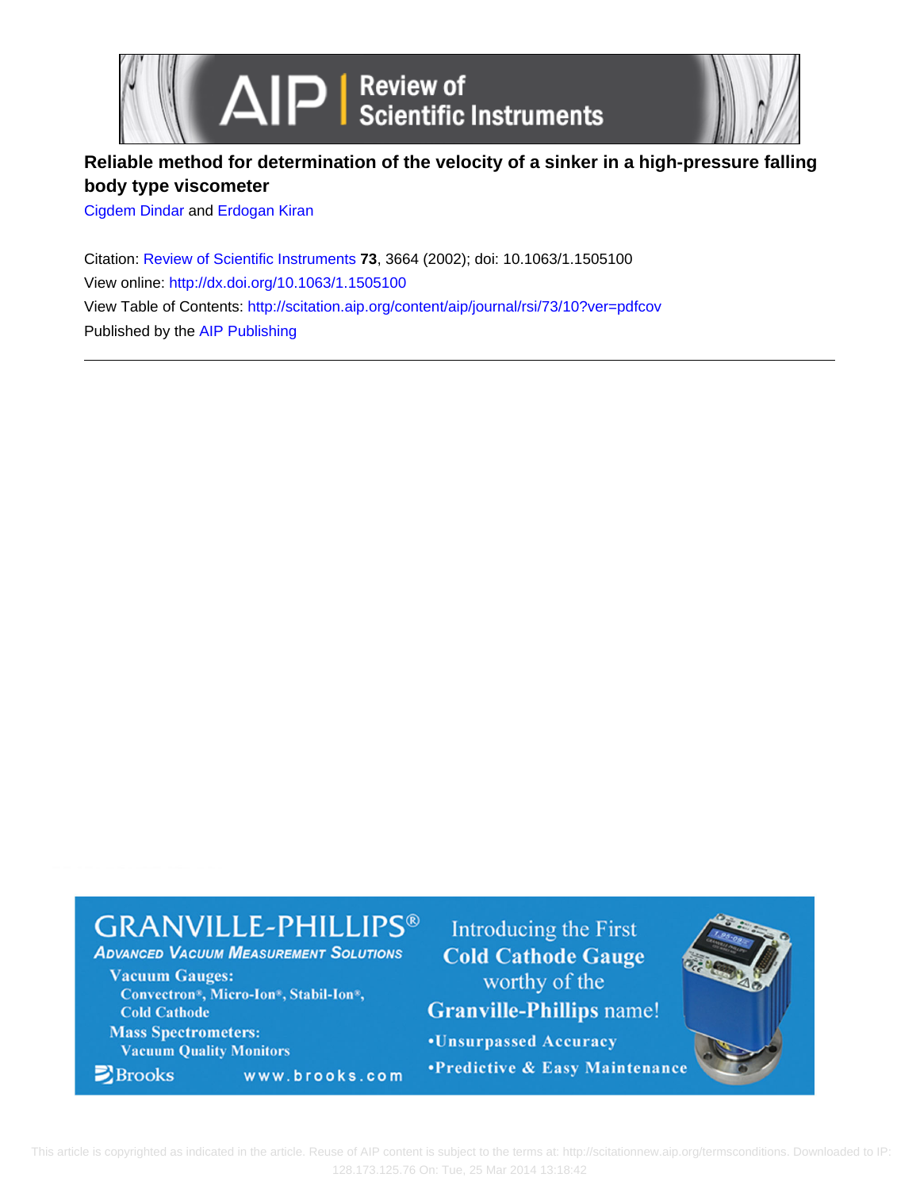# Reliable method for determination of the velocity of a sinker in a high-pressure falling body type viscometer

Cigdem Dindar and Erdogan Kiran

Citation: Review of Scientific Instruments **73**, 3664 (2002); doi: 10.1063/1.1505100

View online: http://dx.doi.org/10.1063/1.1505100

View Table of Contents: http://scitation.aip.org/content/aip/journal/rsi/73/10?ver=pdfcov

Published by the AIP Publishing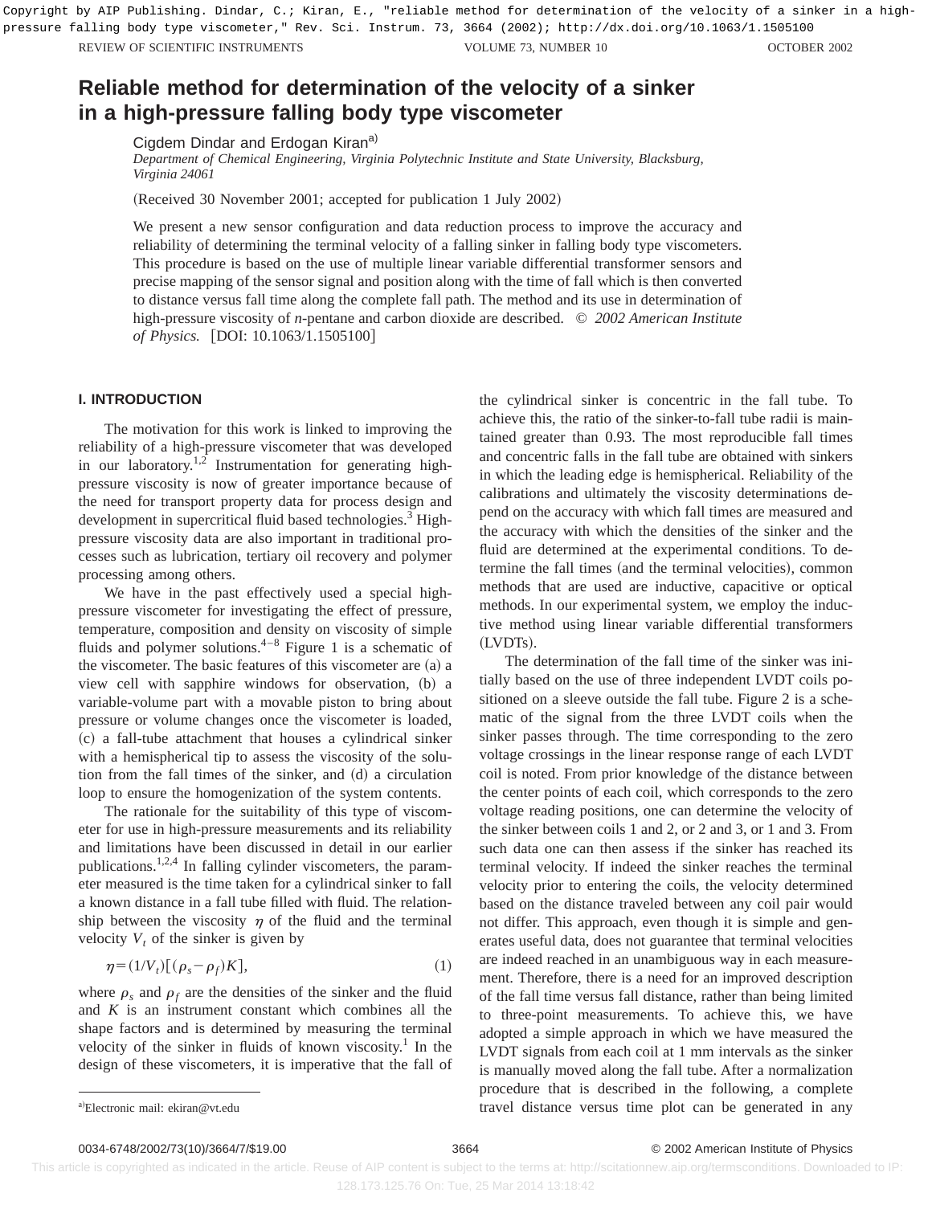# Reliable method for determination of the velocity of a sinker in a high-pressure falling body type viscometer

Cigdem Dindar and Erdogan Kiran[a]

*Department of Chemical Engineering, Virginia Polytechnic Institute and State University, Blacksburg, Virginia 24061*

(Received 30 November 2001; accepted for publication 1 July 2002)

We present a new sensor configuration and data reduction process to improve the accuracy and reliability of determining the terminal velocity of a falling sinker in falling body type viscometers. This procedure is based on the use of multiple linear variable differential transformer sensors and precise mapping of the sensor signal and position along with the time of fall which is then converted to distance versus fall time along the complete fall path. The method and its use in determination of high-pressure viscosity of *n*-pentane and carbon dioxide are described. © *2002 American Institute of Physics.* [DOI: 10.1063/1.1505100]

## I. INTRODUCTION

The motivation for this work is linked to improving the reliability of a high-pressure viscometer that was developed in our laboratory.[1,2] Instrumentation for generating high-pressure viscosity is now of greater importance because of the need for transport property data for process design and development in supercritical fluid based technologies.[3] High-pressure viscosity data are also important in traditional processes such as lubrication, tertiary oil recovery and polymer processing among others.

We have in the past effectively used a special high-pressure viscometer for investigating the effect of pressure, temperature, composition and density on viscosity of simple fluids and polymer solutions.[4–8] Figure 1 is a schematic of the viscometer. The basic features of this viscometer are (a) a view cell with sapphire windows for observation, (b) a variable-volume part with a movable piston to bring about pressure or volume changes once the viscometer is loaded, (c) a fall-tube attachment that houses a cylindrical sinker with a hemispherical tip to assess the viscosity of the solution from the fall times of the sinker, and (d) a circulation loop to ensure the homogenization of the system contents.

The rationale for the suitability of this type of viscometer for use in high-pressure measurements and its reliability and limitations have been discussed in detail in our earlier publications.[1,2,4] In falling cylinder viscometers, the parameter measured is the time taken for a cylindrical sinker to fall a known distance in a fall tube filled with fluid. The relationship between the viscosity $\eta$ of the fluid and the terminal velocity $V_t$ of the sinker is given by

$$\eta=(1/V_t)[(\rho_s-\rho_f)K], \tag{1}$$

where $\rho_s$ and $\rho_f$ are the densities of the sinker and the fluid and $K$ is an instrument constant which combines all the shape factors and is determined by measuring the terminal velocity of the sinker in fluids of known viscosity.[1] In the design of these viscometers, it is imperative that the fall of the cylindrical sinker is concentric in the fall tube. To achieve this, the ratio of the sinker-to-fall tube radii is maintained greater than 0.93. The most reproducible fall times and concentric falls in the fall tube are obtained with sinkers in which the leading edge is hemispherical. Reliability of the calibrations and ultimately the viscosity determinations depend on the accuracy with which fall times are measured and the accuracy with which the densities of the sinker and the fluid are determined at the experimental conditions. To determine the fall times (and the terminal velocities), common methods that are used are inductive, capacitive or optical methods. In our experimental system, we employ the inductive method using linear variable differential transformers (LVDTs).

The determination of the fall time of the sinker was initially based on the use of three independent LVDT coils positioned on a sleeve outside the fall tube. Figure 2 is a schematic of the signal from the three LVDT coils when the sinker passes through. The time corresponding to the zero voltage crossings in the linear response range of each LVDT coil is noted. From prior knowledge of the distance between the center points of each coil, which corresponds to the zero voltage reading positions, one can determine the velocity of the sinker between coils 1 and 2, or 2 and 3, or 1 and 3. From such data one can then assess if the sinker has reached its terminal velocity. If indeed the sinker reaches the terminal velocity prior to entering the coils, the velocity determined based on the distance traveled between any coil pair would not differ. This approach, even though it is simple and generates useful data, does not guarantee that terminal velocities are indeed reached in an unambiguous way in each measurement. Therefore, there is a need for an improved description of the fall time versus fall distance, rather than being limited to three-point measurements. To achieve this, we have adopted a simple approach in which we have measured the LVDT signals from each coil at 1 mm intervals as the sinker is manually moved along the fall tube. After a normalization procedure that is described in the following, a complete travel distance versus time plot can be generated in any

[a]Electronic mail: ekiran@vt.edu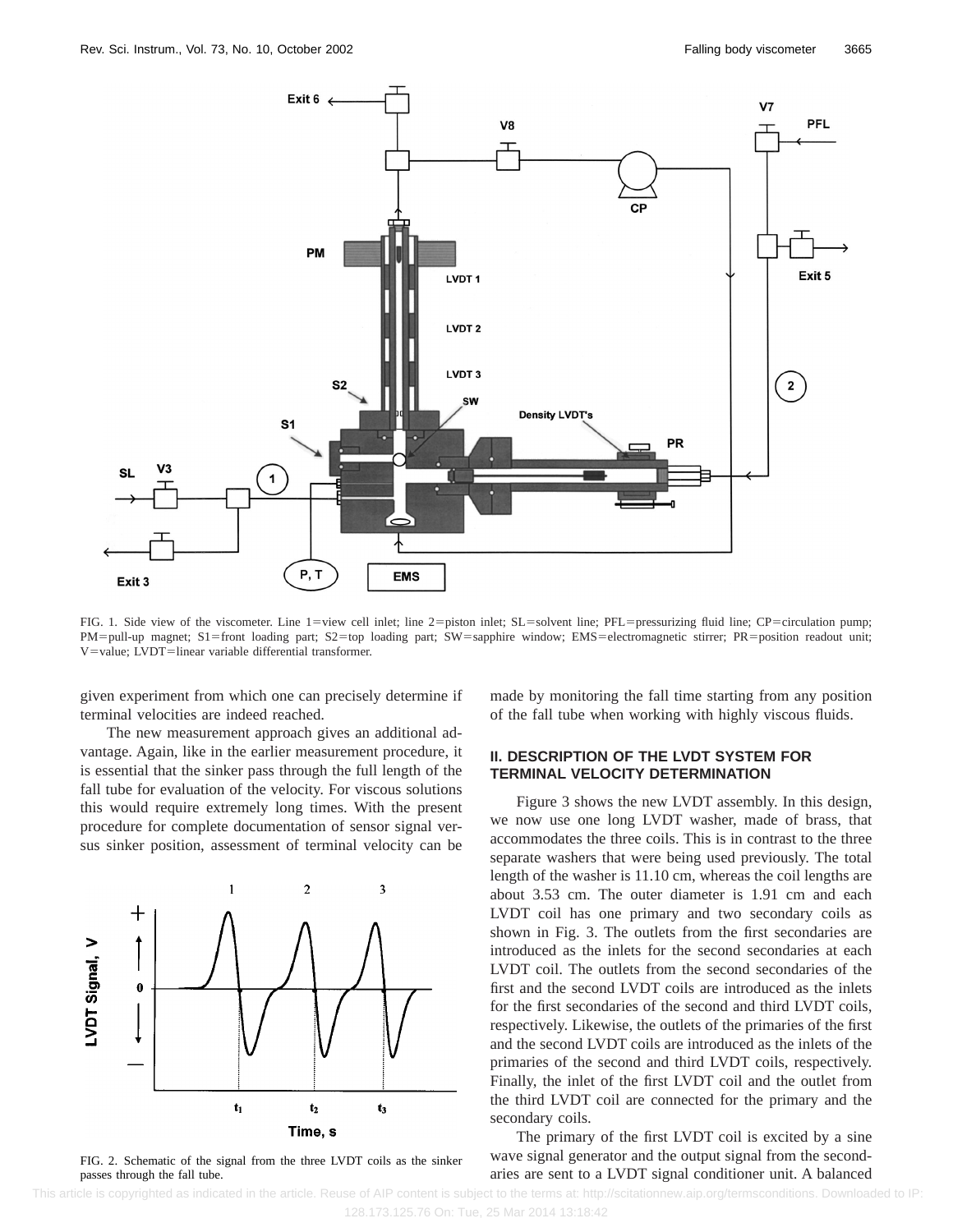FIG. 1. Side view of the viscometer. Line 1=view cell inlet; line 2=piston inlet; SL=solvent line; PFL=pressurizing fluid line; CP=circulation pump; PM=pull-up magnet; S1=front loading part; S2=top loading part; SW=sapphire window; EMS=electromagnetic stirrer; PR=position readout unit; V=value; LVDT=linear variable differential transformer.

given experiment from which one can precisely determine if terminal velocities are indeed reached.

The new measurement approach gives an additional advantage. Again, like in the earlier measurement procedure, it is essential that the sinker pass through the full length of the fall tube for evaluation of the velocity. For viscous solutions this would require extremely long times. With the present procedure for complete documentation of sensor signal versus sinker position, assessment of terminal velocity can be made by monitoring the fall time starting from any position of the fall tube when working with highly viscous fluids.

FIG. 2. Schematic of the signal from the three LVDT coils as the sinker passes through the fall tube.

## II. DESCRIPTION OF THE LVDT SYSTEM FOR TERMINAL VELOCITY DETERMINATION

Figure 3 shows the new LVDT assembly. In this design, we now use one long LVDT washer, made of brass, that accommodates the three coils. This is in contrast to the three separate washers that were being used previously. The total length of the washer is 11.10 cm, whereas the coil lengths are about 3.53 cm. The outer diameter is 1.91 cm and each LVDT coil has one primary and two secondary coils as shown in Fig. 3. The outlets from the first secondaries are introduced as the inlets for the second secondaries at each LVDT coil. The outlets from the second secondaries of the first and the second LVDT coils are introduced as the inlets for the first secondaries of the second and third LVDT coils, respectively. Likewise, the outlets of the primaries of the first and the second LVDT coils are introduced as the inlets of the primaries of the second and third LVDT coils, respectively. Finally, the inlet of the first LVDT coil and the outlet from the third LVDT coil are connected for the primary and the secondary coils.

The primary of the first LVDT coil is excited by a sine wave signal generator and the output signal from the secondaries are sent to a LVDT signal conditioner unit. A balanced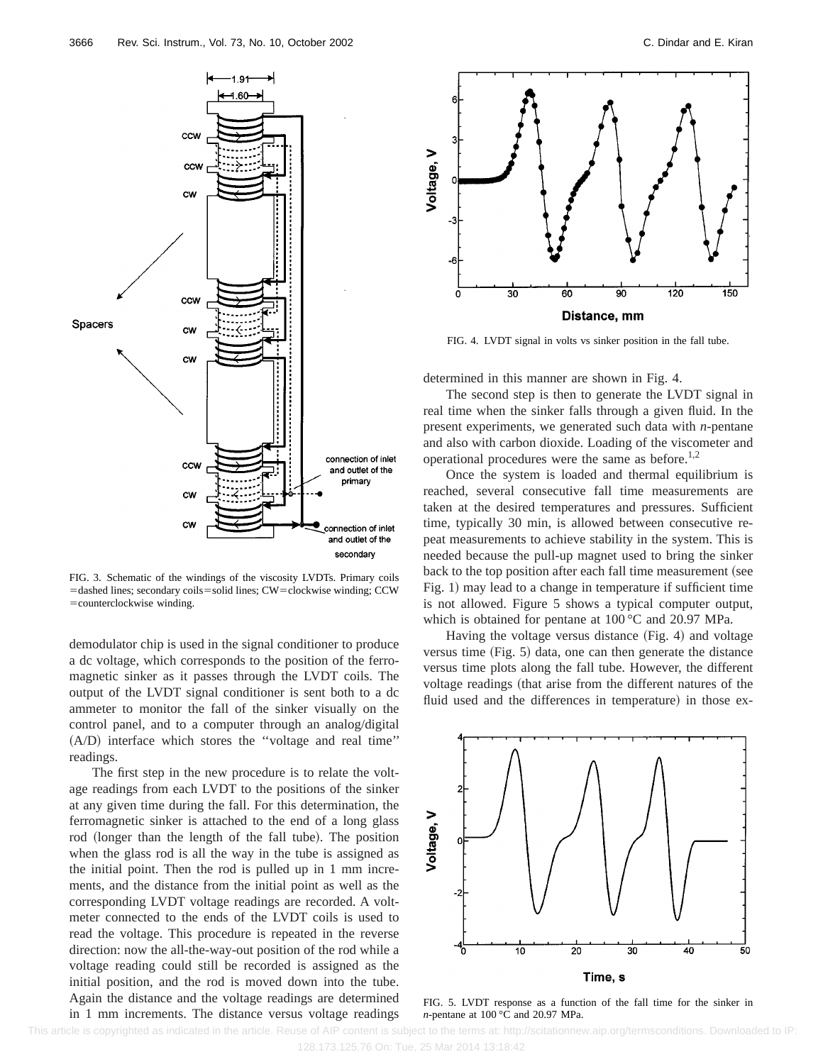FIG. 3. Schematic of the windings of the viscosity LVDTs. Primary coils = dashed lines; secondary coils = solid lines; CW = clockwise winding; CCW = counterclockwise winding.

demodulator chip is used in the signal conditioner to produce a dc voltage, which corresponds to the position of the ferromagnetic sinker as it passes through the LVDT coils. The output of the LVDT signal conditioner is sent both to a dc ammeter to monitor the fall of the sinker visually on the control panel, and to a computer through an analog/digital (A/D) interface which stores the ''voltage and real time'' readings.

The first step in the new procedure is to relate the voltage readings from each LVDT to the positions of the sinker at any given time during the fall. For this determination, the ferromagnetic sinker is attached to the end of a long glass rod (longer than the length of the fall tube). The position when the glass rod is all the way in the tube is assigned as the initial point. Then the rod is pulled up in 1 mm increments, and the distance from the initial point as well as the corresponding LVDT voltage readings are recorded. A voltmeter connected to the ends of the LVDT coils is used to read the voltage. This procedure is repeated in the reverse direction: now the all-the-way-out position of the rod while a voltage reading could still be recorded is assigned as the initial position, and the rod is moved down into the tube. Again the distance and the voltage readings are determined in 1 mm increments. The distance versus voltage readings determined in this manner are shown in Fig. 4.

FIG. 4. LVDT signal in volts vs sinker position in the fall tube.

The second step is then to generate the LVDT signal in real time when the sinker falls through a given fluid. In the present experiments, we generated such data with *n*-pentane and also with carbon dioxide. Loading of the viscometer and operational procedures were the same as before.[1,2]

Once the system is loaded and thermal equilibrium is reached, several consecutive fall time measurements are taken at the desired temperatures and pressures. Sufficient time, typically 30 min, is allowed between consecutive repeat measurements to achieve stability in the system. This is needed because the pull-up magnet used to bring the sinker back to the top position after each fall time measurement (see Fig. 1) may lead to a change in temperature if sufficient time is not allowed. Figure 5 shows a typical computer output, which is obtained for pentane at 100 °C and 20.97 MPa.

Having the voltage versus distance (Fig. 4) and voltage versus time (Fig. 5) data, one can then generate the distance versus time plots along the fall tube. However, the different voltage readings (that arise from the different natures of the fluid used and the differences in temperature) in those ex-

FIG. 5. LVDT response as a function of the fall time for the sinker in *n*-pentane at 100 °C and 20.97 MPa.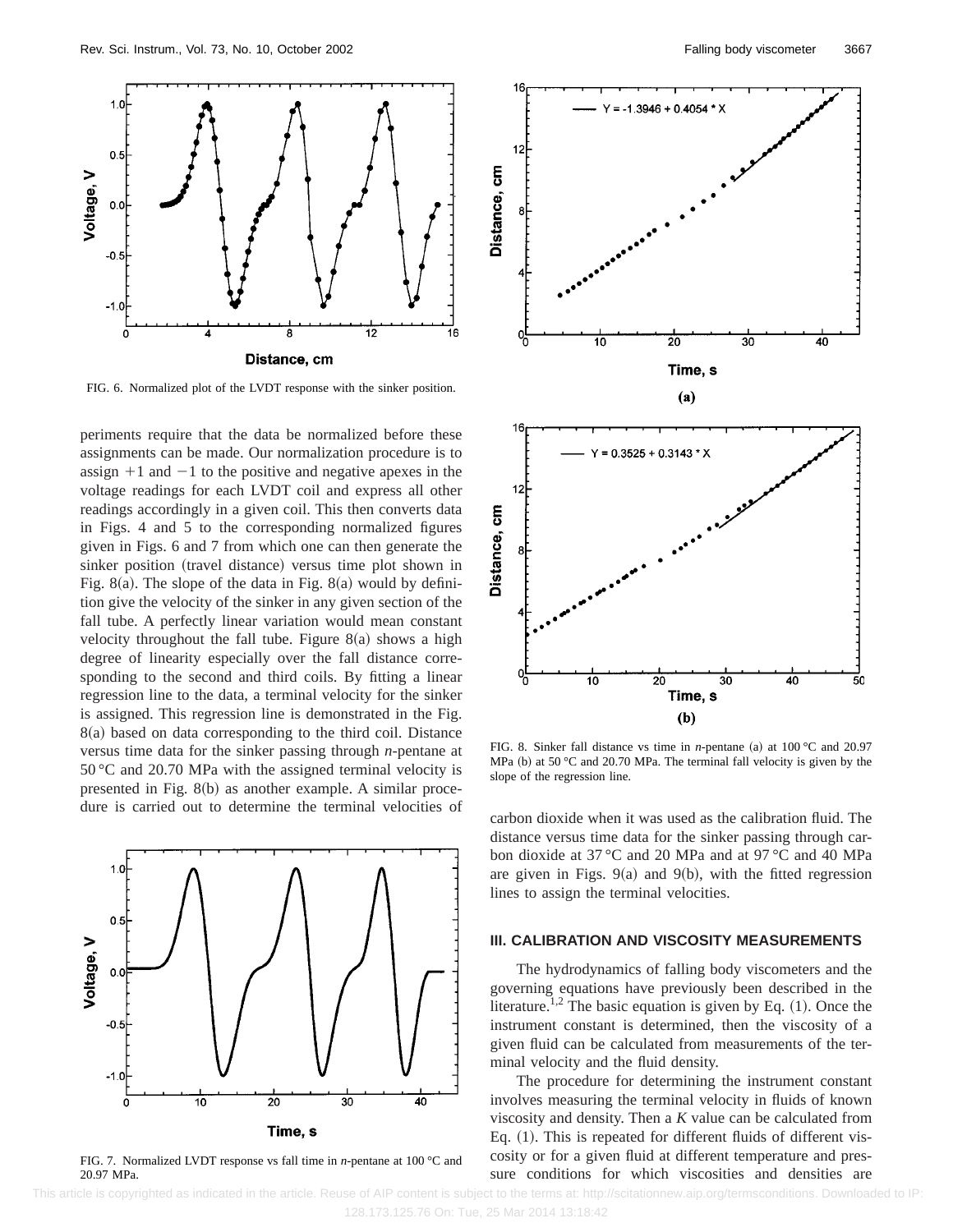FIG. 6. Normalized plot of the LVDT response with the sinker position.

periments require that the data be normalized before these assignments can be made. Our normalization procedure is to assign +1 and −1 to the positive and negative apexes in the voltage readings for each LVDT coil and express all other readings accordingly in a given coil. This then converts data in Figs. 4 and 5 to the corresponding normalized figures given in Figs. 6 and 7 from which one can then generate the sinker position (travel distance) versus time plot shown in Fig. 8(a). The slope of the data in Fig. 8(a) would by definition give the velocity of the sinker in any given section of the fall tube. A perfectly linear variation would mean constant velocity throughout the fall tube. Figure 8(a) shows a high degree of linearity especially over the fall distance corresponding to the second and third coils. By fitting a linear regression line to the data, a terminal velocity for the sinker is assigned. This regression line is demonstrated in the Fig. 8(a) based on data corresponding to the third coil. Distance versus time data for the sinker passing through *n*-pentane at 50 °C and 20.70 MPa with the assigned terminal velocity is presented in Fig. 8(b) as another example. A similar procedure is carried out to determine the terminal velocities of carbon dioxide when it was used as the calibration fluid. The distance versus time data for the sinker passing through carbon dioxide at 37 °C and 20 MPa and at 97 °C and 40 MPa are given in Figs. 9(a) and 9(b), with the fitted regression lines to assign the terminal velocities.

FIG. 7. Normalized LVDT response vs fall time in *n*-pentane at 100 °C and 20.97 MPa.

FIG. 8. Sinker fall distance vs time in *n*-pentane (a) at 100 °C and 20.97 MPa (b) at 50 °C and 20.70 MPa. The terminal fall velocity is given by the slope of the regression line.

## III. CALIBRATION AND VISCOSITY MEASUREMENTS

The hydrodynamics of falling body viscometers and the governing equations have previously been described in the literature.[1,2] The basic equation is given by Eq. (1). Once the instrument constant is determined, then the viscosity of a given fluid can be calculated from measurements of the terminal velocity and the fluid density.

The procedure for determining the instrument constant involves measuring the terminal velocity in fluids of known viscosity and density. Then a $K$ value can be calculated from Eq. (1). This is repeated for different fluids of different viscosity or for a given fluid at different temperature and pressure conditions for which viscosities and densities are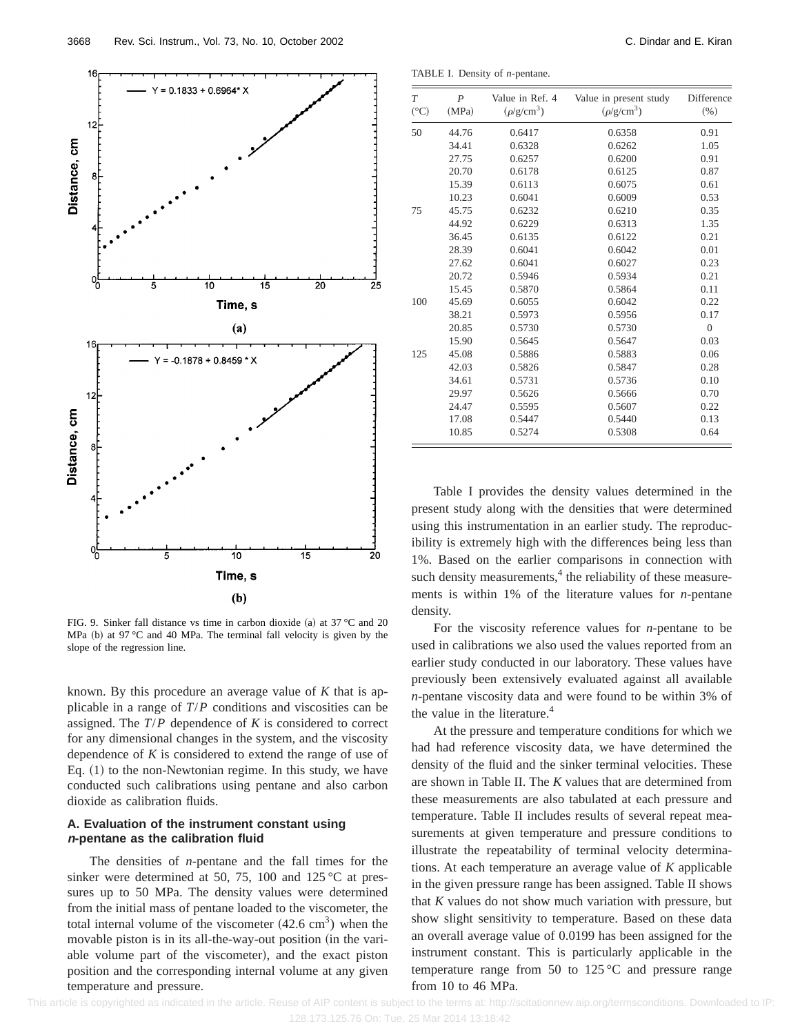FIG. 9. Sinker fall distance vs time in carbon dioxide (a) at 37 °C and 20 MPa (b) at 97 °C and 40 MPa. The terminal fall velocity is given by the slope of the regression line.

known. By this procedure an average value of $K$ that is applicable in a range of $T/P$ conditions and viscosities can be assigned. The $T/P$ dependence of $K$ is considered to correct for any dimensional changes in the system, and the viscosity dependence of $K$ is considered to extend the range of use of Eq. (1) to the non-Newtonian regime. In this study, we have conducted such calibrations using pentane and also carbon dioxide as calibration fluids.

### A. Evaluation of the instrument constant using *n*-pentane as the calibration fluid

The densities of *n*-pentane and the fall times for the sinker were determined at 50, 75, 100 and 125 °C at pressures up to 50 MPa. The density values were determined from the initial mass of pentane loaded to the viscometer, the total internal volume of the viscometer ($42.6\ cm^3$) when the movable piston is in its all-the-way-out position (in the variable volume part of the viscometer), and the exact piston position and the corresponding internal volume at any given temperature and pressure.

TABLE I. Density of *n*-pentane.

| $T$ (°C) | $P$ (MPa) | Value in Ref. 4 ($\rho$/g/cm$^3$) | Value in present study ($\rho$/g/cm$^3$) | Difference (%) |
|---|---|---|---|---|
| 50 | 44.76 | 0.6417 | 0.6358 | 0.91 |
| | 34.41 | 0.6328 | 0.6262 | 1.05 |
| | 27.75 | 0.6257 | 0.6200 | 0.91 |
| | 20.70 | 0.6178 | 0.6125 | 0.87 |
| | 15.39 | 0.6113 | 0.6075 | 0.61 |
| | 10.23 | 0.6041 | 0.6009 | 0.53 |
| 75 | 45.75 | 0.6232 | 0.6210 | 0.35 |
| | 44.92 | 0.6229 | 0.6313 | 1.35 |
| | 36.45 | 0.6135 | 0.6122 | 0.21 |
| | 28.39 | 0.6041 | 0.6042 | 0.01 |
| | 27.62 | 0.6041 | 0.6027 | 0.23 |
| | 20.72 | 0.5946 | 0.5934 | 0.21 |
| | 15.45 | 0.5870 | 0.5864 | 0.11 |
| 100 | 45.69 | 0.6055 | 0.6042 | 0.22 |
| | 38.21 | 0.5973 | 0.5956 | 0.17 |
| | 20.85 | 0.5730 | 0.5730 | 0 |
| | 15.90 | 0.5645 | 0.5647 | 0.03 |
| 125 | 45.08 | 0.5886 | 0.5883 | 0.06 |
| | 42.03 | 0.5826 | 0.5847 | 0.28 |
| | 34.61 | 0.5731 | 0.5736 | 0.10 |
| | 29.97 | 0.5626 | 0.5666 | 0.70 |
| | 24.47 | 0.5595 | 0.5607 | 0.22 |
| | 17.08 | 0.5447 | 0.5440 | 0.13 |
| | 10.85 | 0.5274 | 0.5308 | 0.64 |

Table I provides the density values determined in the present study along with the densities that were determined using this instrumentation in an earlier study. The reproducibility is extremely high with the differences being less than 1%. Based on the earlier comparisons in connection with such density measurements,[4] the reliability of these measurements is within 1% of the literature values for *n*-pentane density.

For the viscosity reference values for *n*-pentane to be used in calibrations we also used the values reported from an earlier study conducted in our laboratory. These values have previously been extensively evaluated against all available *n*-pentane viscosity data and were found to be within 3% of the value in the literature.[4]

At the pressure and temperature conditions for which we had had reference viscosity data, we have determined the density of the fluid and the sinker terminal velocities. These are shown in Table II. The $K$ values that are determined from these measurements are also tabulated at each pressure and temperature. Table II includes results of several repeat measurements at given temperature and pressure conditions to illustrate the repeatability of terminal velocity determinations. At each temperature an average value of $K$ applicable in the given pressure range has been assigned. Table II shows that $K$ values do not show much variation with pressure, but show slight sensitivity to temperature. Based on these data an overall average value of 0.0199 has been assigned for the instrument constant. This is particularly applicable in the temperature range from 50 to 125 °C and pressure range from 10 to 46 MPa.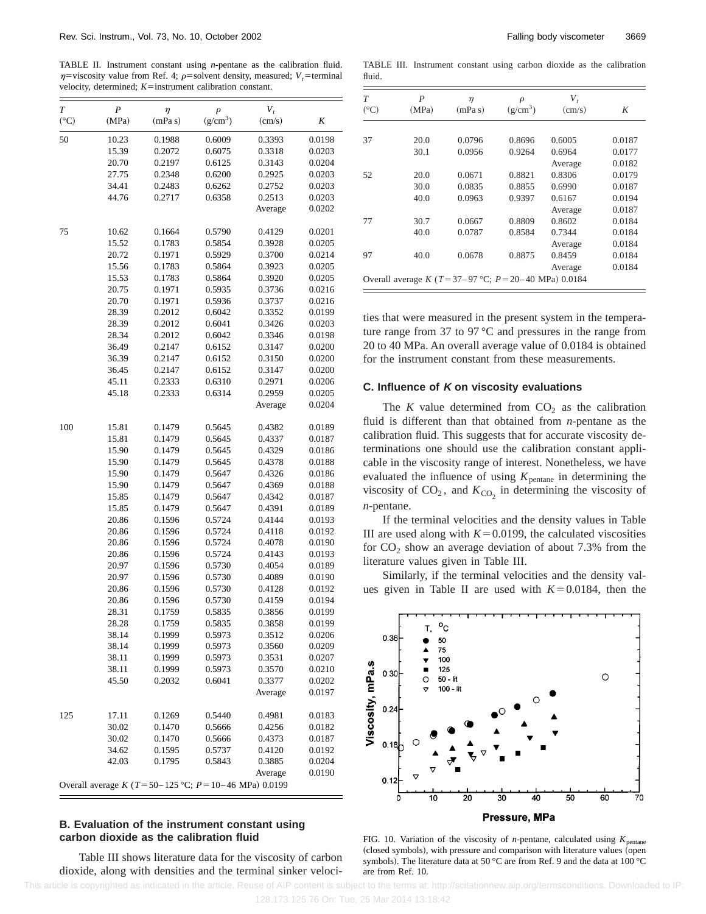TABLE II. Instrument constant using *n*-pentane as the calibration fluid. $\eta$=viscosity value from Ref. 4; $\rho$=solvent density, measured; $V_t$=terminal velocity, determined; $K$=instrument calibration constant.

| $T$ (°C) | $P$ (MPa) | $\eta$ (mPa s) | $\rho$ (g/cm$^3$) | $V_t$ (cm/s) | $K$ |
|---|---|---|---|---|---|
| 50 | 10.23 | 0.1988 | 0.6009 | 0.3393 | 0.0198 |
| | 15.39 | 0.2072 | 0.6075 | 0.3318 | 0.0203 |
| | 20.70 | 0.2197 | 0.6125 | 0.3143 | 0.0204 |
| | 27.75 | 0.2348 | 0.6200 | 0.2925 | 0.0203 |
| | 34.41 | 0.2483 | 0.6262 | 0.2752 | 0.0203 |
| | 44.76 | 0.2717 | 0.6358 | 0.2513 | 0.0203 |
| | | | | Average | 0.0202 |
| 75 | 10.62 | 0.1664 | 0.5790 | 0.4129 | 0.0201 |
| | 15.52 | 0.1783 | 0.5854 | 0.3928 | 0.0205 |
| | 20.72 | 0.1971 | 0.5929 | 0.3700 | 0.0214 |
| | 15.56 | 0.1783 | 0.5864 | 0.3923 | 0.0205 |
| | 15.53 | 0.1783 | 0.5864 | 0.3920 | 0.0205 |
| | 20.75 | 0.1971 | 0.5935 | 0.3736 | 0.0216 |
| | 20.70 | 0.1971 | 0.5936 | 0.3737 | 0.0216 |
| | 28.39 | 0.2012 | 0.6042 | 0.3352 | 0.0199 |
| | 28.39 | 0.2012 | 0.6041 | 0.3426 | 0.0203 |
| | 28.34 | 0.2012 | 0.6042 | 0.3346 | 0.0198 |
| | 36.49 | 0.2147 | 0.6152 | 0.3147 | 0.0200 |
| | 36.39 | 0.2147 | 0.6152 | 0.3150 | 0.0200 |
| | 36.45 | 0.2147 | 0.6152 | 0.3147 | 0.0200 |
| | 45.11 | 0.2333 | 0.6310 | 0.2971 | 0.0206 |
| | 45.18 | 0.2333 | 0.6314 | 0.2959 | 0.0205 |
| | | | | Average | 0.0204 |
| 100 | 15.81 | 0.1479 | 0.5645 | 0.4382 | 0.0189 |
| | 15.81 | 0.1479 | 0.5645 | 0.4337 | 0.0187 |
| | 15.90 | 0.1479 | 0.5645 | 0.4329 | 0.0186 |
| | 15.90 | 0.1479 | 0.5645 | 0.4378 | 0.0188 |
| | 15.90 | 0.1479 | 0.5647 | 0.4326 | 0.0186 |
| | 15.90 | 0.1479 | 0.5647 | 0.4369 | 0.0188 |
| | 15.85 | 0.1479 | 0.5647 | 0.4342 | 0.0187 |
| | 15.85 | 0.1479 | 0.5647 | 0.4391 | 0.0189 |
| | 20.86 | 0.1596 | 0.5724 | 0.4144 | 0.0193 |
| | 20.86 | 0.1596 | 0.5724 | 0.4118 | 0.0192 |
| | 20.86 | 0.1596 | 0.5724 | 0.4078 | 0.0190 |
| | 20.86 | 0.1596 | 0.5724 | 0.4143 | 0.0193 |
| | 20.97 | 0.1596 | 0.5730 | 0.4054 | 0.0189 |
| | 20.97 | 0.1596 | 0.5730 | 0.4089 | 0.0190 |
| | 20.86 | 0.1596 | 0.5730 | 0.4128 | 0.0192 |
| | 20.86 | 0.1596 | 0.5730 | 0.4159 | 0.0194 |
| | 28.31 | 0.1759 | 0.5835 | 0.3856 | 0.0199 |
| | 28.28 | 0.1759 | 0.5835 | 0.3858 | 0.0199 |
| | 38.14 | 0.1999 | 0.5973 | 0.3512 | 0.0206 |
| | 38.14 | 0.1999 | 0.5973 | 0.3560 | 0.0209 |
| | 38.11 | 0.1999 | 0.5973 | 0.3531 | 0.0207 |
| | 38.11 | 0.1999 | 0.5973 | 0.3570 | 0.0210 |
| | 45.50 | 0.2032 | 0.6041 | 0.3377 | 0.0202 |
| | | | | Average | 0.0197 |
| 125 | 17.11 | 0.1269 | 0.5440 | 0.4981 | 0.0183 |
| | 30.02 | 0.1470 | 0.5666 | 0.4256 | 0.0182 |
| | 30.02 | 0.1470 | 0.5666 | 0.4373 | 0.0187 |
| | 34.62 | 0.1595 | 0.5737 | 0.4120 | 0.0192 |
| | 42.03 | 0.1795 | 0.5843 | 0.3885 | 0.0204 |
| | | | | Average | 0.0190 |
| Overall average $K$ ($T$=50–125 °C; $P$=10–46 MPa) 0.0199 | | | | | |

### B. Evaluation of the instrument constant using carbon dioxide as the calibration fluid

Table III shows literature data for the viscosity of carbon dioxide, along with densities and the terminal sinker velocities that were measured in the present system in the temperature range from 37 to 97 °C and pressures in the range from 20 to 40 MPa. An overall average value of 0.0184 is obtained for the instrument constant from these measurements.

TABLE III. Instrument constant using carbon dioxide as the calibration fluid.

| $T$ (°C) | $P$ (MPa) | $\eta$ (mPa s) | $\rho$ (g/cm$^3$) | $V_t$ (cm/s) | $K$ |
|---|---|---|---|---|---|
| 37 | 20.0 | 0.0796 | 0.8696 | 0.6005 | 0.0187 |
| | 30.1 | 0.0956 | 0.9264 | 0.6964 | 0.0177 |
| | | | | Average | 0.0182 |
| 52 | 20.0 | 0.0671 | 0.8821 | 0.8306 | 0.0179 |
| | 30.0 | 0.0835 | 0.8855 | 0.6990 | 0.0187 |
| | 40.0 | 0.0963 | 0.9397 | 0.6167 | 0.0194 |
| | | | | Average | 0.0187 |
| 77 | 30.7 | 0.0667 | 0.8809 | 0.8602 | 0.0184 |
| | 40.0 | 0.0787 | 0.8584 | 0.7344 | 0.0184 |
| | | | | Average | 0.0184 |
| 97 | 40.0 | 0.0678 | 0.8875 | 0.8459 | 0.0184 |
| | | | | Average | 0.0184 |
| Overall average $K$ ($T$=37–97 °C; $P$=20–40 MPa) 0.0184 | | | | | |

### C. Influence of $K$ on viscosity evaluations

The $K$ value determined from $CO_2$ as the calibration fluid is different than that obtained from *n*-pentane as the calibration fluid. This suggests that for accurate viscosity determinations one should use the calibration constant applicable in the viscosity range of interest. Nonetheless, we have evaluated the influence of using $K_{\text{pentane}}$ in determining the viscosity of $CO_2$, and $K_{CO_2}$ in determining the viscosity of *n*-pentane.

If the terminal velocities and the density values in Table III are used along with $K$=0.0199, the calculated viscosities for $CO_2$ show an average deviation of about 7.3% from the literature values given in Table III.

Similarly, if the terminal velocities and the density values given in Table II are used with $K$=0.0184, then the

FIG. 10. Variation of the viscosity of *n*-pentane, calculated using $K_{\text{pentane}}$ (closed symbols), with pressure and comparison with literature values (open symbols). The literature data at 50 °C are from Ref. 9 and the data at 100 °C are from Ref. 10.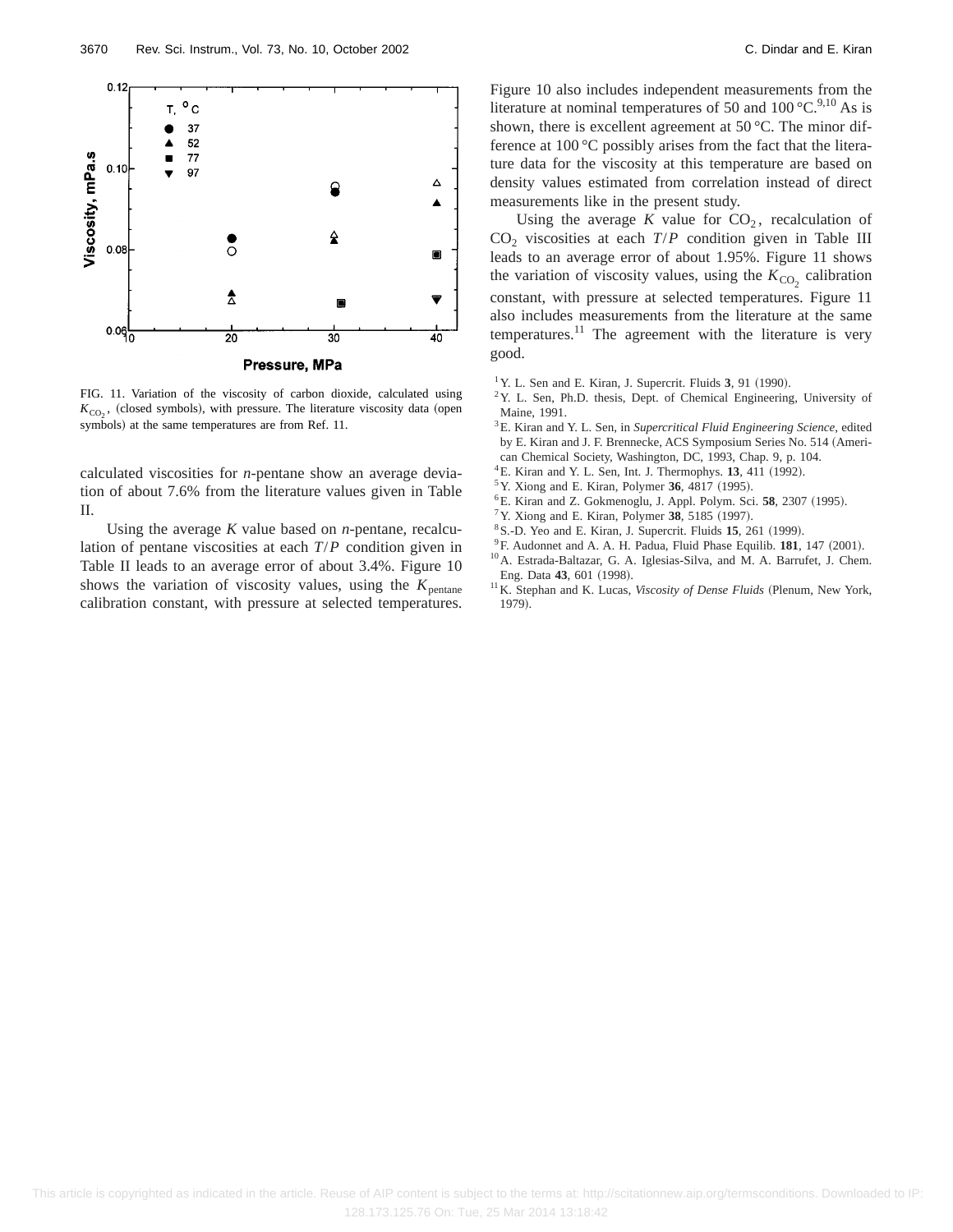0.12

T, °C

37

52

77

97

0.10

0.08

0.06

10

20

30

40

Viscosity, mPa.s

Pressure, MPa

FIG. 11. Variation of the viscosity of carbon dioxide, calculated using $K_{CO_2}$, (closed symbols), with pressure. The literature viscosity data (open symbols) at the same temperatures are from Ref. 11.

calculated viscosities for *n*-pentane show an average deviation of about 7.6% from the literature values given in Table II.

Using the average $K$ value based on *n*-pentane, recalculation of pentane viscosities at each $T/P$ condition given in Table II leads to an average error of about 3.4%. Figure 10 shows the variation of viscosity values, using the $K_{pentane}$ calibration constant, with pressure at selected temperatures. Figure 10 also includes independent measurements from the literature at nominal temperatures of 50 and 100 °C.[9,10] As is shown, there is excellent agreement at 50 °C. The minor difference at 100 °C possibly arises from the fact that the literature data for the viscosity at this temperature are based on density values estimated from correlation instead of direct measurements like in the present study.

Using the average $K$ value for $CO_2$, recalculation of $CO_2$ viscosities at each $T/P$ condition given in Table III leads to an average error of about 1.95%. Figure 11 shows the variation of viscosity values, using the $K_{CO_2}$ calibration constant, with pressure at selected temperatures. Figure 11 also includes measurements from the literature at the same temperatures.[11] The agreement with the literature is very good.

[1] Y. L. Sen and E. Kiran, J. Supercrit. Fluids **3**, 91 (1990).

[2] Y. L. Sen, Ph.D. thesis, Dept. of Chemical Engineering, University of Maine, 1991.

[3] E. Kiran and Y. L. Sen, in *Supercritical Fluid Engineering Science*, edited by E. Kiran and J. F. Brennecke, ACS Symposium Series No. 514 (American Chemical Society, Washington, DC, 1993, Chap. 9, p. 104.

[4] E. Kiran and Y. L. Sen, Int. J. Thermophys. **13**, 411 (1992).

[5] Y. Xiong and E. Kiran, Polymer **36**, 4817 (1995).

[6] E. Kiran and Z. Gokmenoglu, J. Appl. Polym. Sci. **58**, 2307 (1995).

[7] Y. Xiong and E. Kiran, Polymer **38**, 5185 (1997).

[8] S.-D. Yeo and E. Kiran, J. Supercrit. Fluids **15**, 261 (1999).

[9] F. Audonnet and A. A. H. Padua, Fluid Phase Equilib. **181**, 147 (2001).

[10] A. Estrada-Baltazar, G. A. Iglesias-Silva, and M. A. Barrufet, J. Chem. Eng. Data **43**, 601 (1998).

[11] K. Stephan and K. Lucas, *Viscosity of Dense Fluids* (Plenum, New York, 1979).